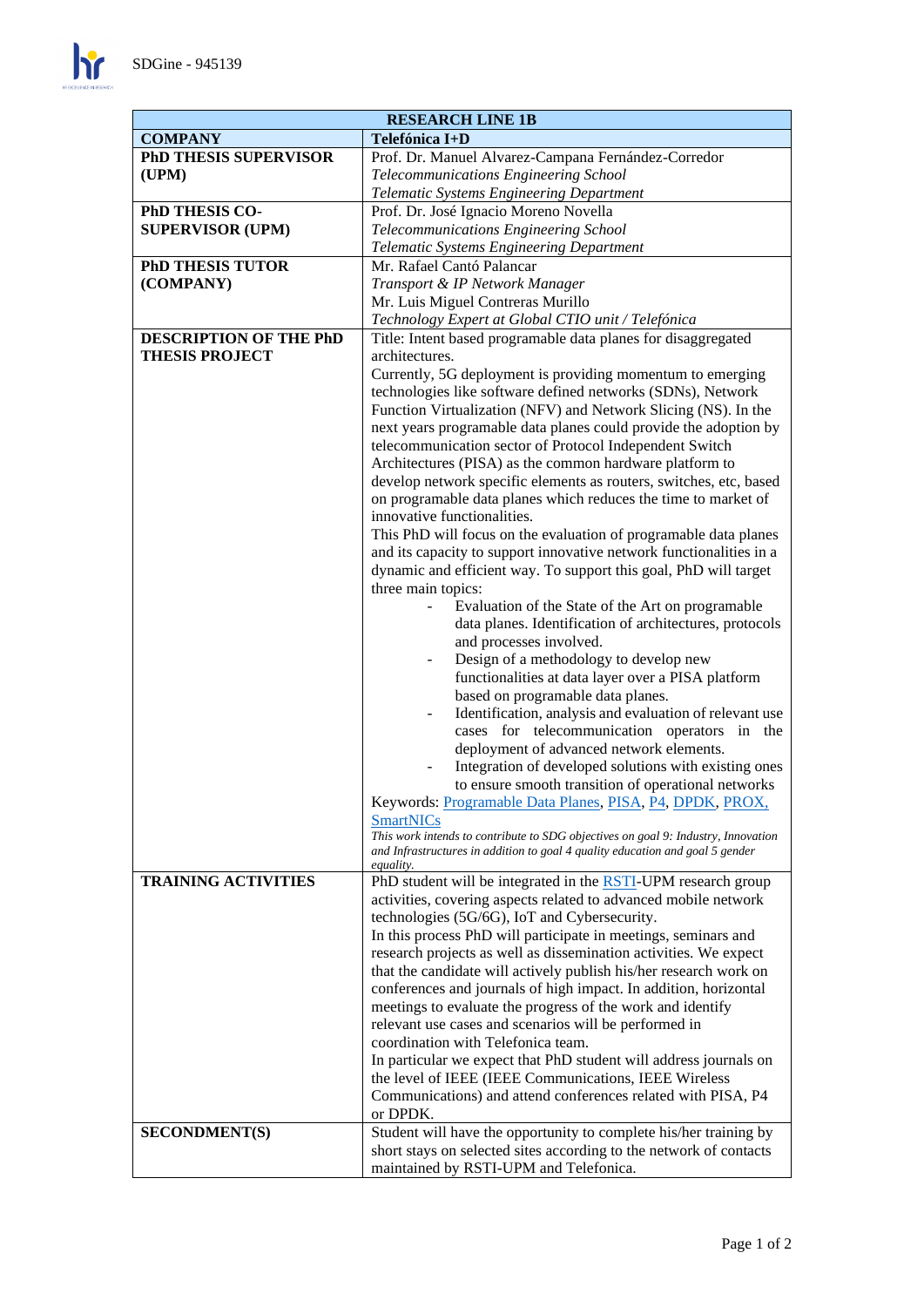| RESEARCH LINE 1B | |
|---|---|
| **COMPANY** | **Telefónica I+D** |
| **PhD THESIS SUPERVISOR (UPM)** | Prof. Dr. Manuel Alvarez-Campana Fernández-Corredor<br>*Telecommunications Engineering School*<br>*Telematic Systems Engineering Department* |
| **PhD THESIS CO-SUPERVISOR (UPM)** | Prof. Dr. José Ignacio Moreno Novella<br>*Telecommunications Engineering School*<br>*Telematic Systems Engineering Department* |
| **PhD THESIS TUTOR (COMPANY)** | Mr. Rafael Cantó Palancar<br>*Transport & IP Network Manager*<br>Mr. Luis Miguel Contreras Murillo<br>*Technology Expert at Global CTIO unit / Telefónica* |
| **DESCRIPTION OF THE PhD THESIS PROJECT** | Title: Intent based programable data planes for disaggregated architectures.<br>Currently, 5G deployment is providing momentum to emerging technologies like software defined networks (SDNs), Network Function Virtualization (NFV) and Network Slicing (NS). In the next years programable data planes could provide the adoption by telecommunication sector of Protocol Independent Switch Architectures (PISA) as the common hardware platform to develop network specific elements as routers, switches, etc, based on programable data planes which reduces the time to market of innovative functionalities.<br>This PhD will focus on the evaluation of programable data planes and its capacity to support innovative network functionalities in a dynamic and efficient way. To support this goal, PhD will target three main topics:<br>- Evaluation of the State of the Art on programable data planes. Identification of architectures, protocols and processes involved.<br>- Design of a methodology to develop new functionalities at data layer over a PISA platform based on programable data planes.<br>- Identification, analysis and evaluation of relevant use cases for telecommunication operators in the deployment of advanced network elements.<br>- Integration of developed solutions with existing ones to ensure smooth transition of operational networks<br>Keywords: Programable Data Planes, PISA, P4, DPDK, PROX, SmartNICs<br>*This work intends to contribute to SDG objectives on goal 9: Industry, Innovation and Infrastructures in addition to goal 4 quality education and goal 5 gender equality.* |
| **TRAINING ACTIVITIES** | PhD student will be integrated in the RSTI-UPM research group activities, covering aspects related to advanced mobile network technologies (5G/6G), IoT and Cybersecurity.<br>In this process PhD will participate in meetings, seminars and research projects as well as dissemination activities. We expect that the candidate will actively publish his/her research work on conferences and journals of high impact. In addition, horizontal meetings to evaluate the progress of the work and identify relevant use cases and scenarios will be performed in coordination with Telefonica team.<br>In particular we expect that PhD student will address journals on the level of IEEE (IEEE Communications, IEEE Wireless Communications) and attend conferences related with PISA, P4 or DPDK. |
| **SECONDMENT(S)** | Student will have the opportunity to complete his/her training by short stays on selected sites according to the network of contacts maintained by RSTI-UPM and Telefonica. |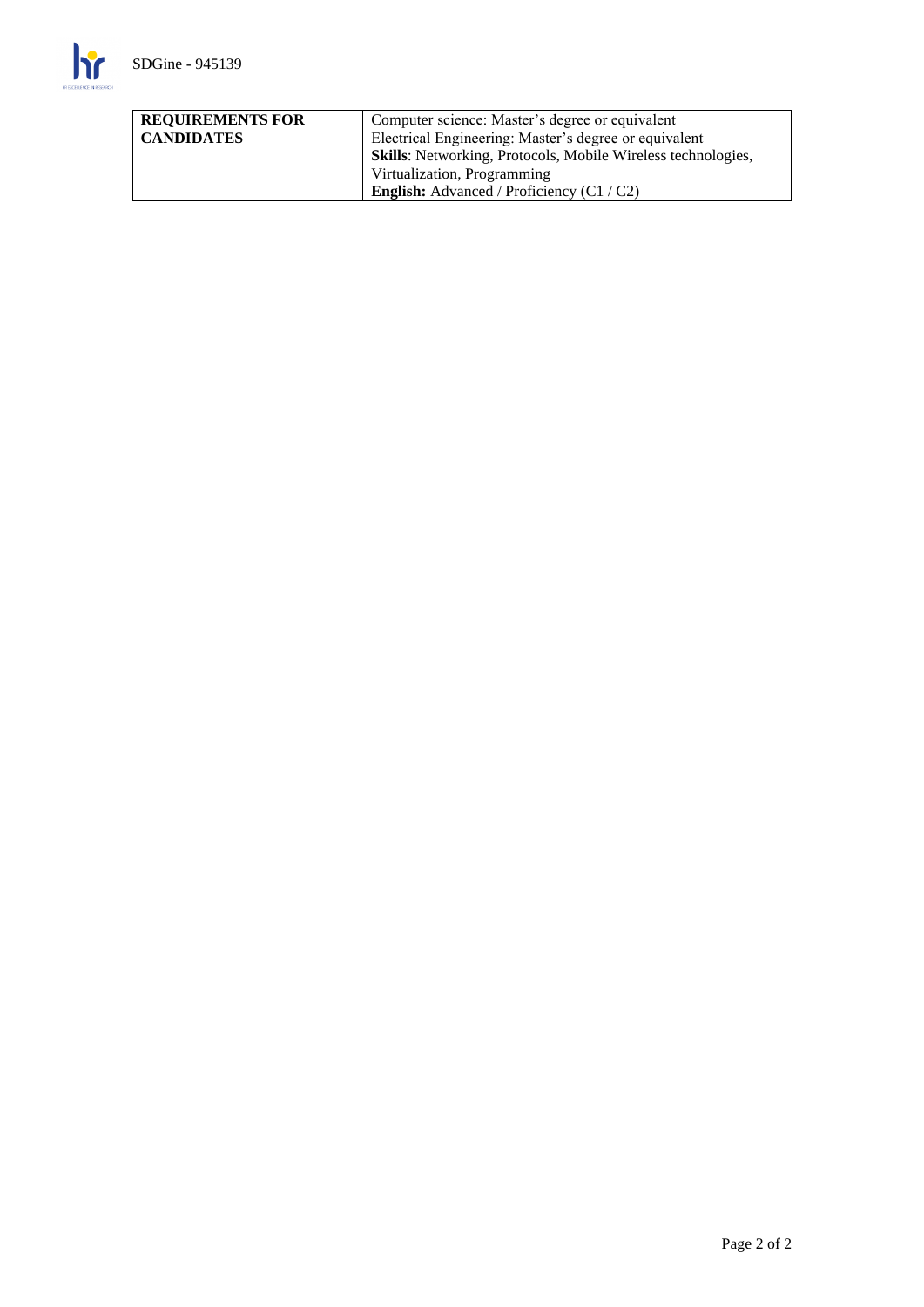| | |
|---|---|
| **REQUIREMENTS FOR CANDIDATES** | Computer science: Master's degree or equivalent<br>Electrical Engineering: Master's degree or equivalent<br>**Skills**: Networking, Protocols, Mobile Wireless technologies, Virtualization, Programming<br>**English:** Advanced / Proficiency (C1 / C2) |